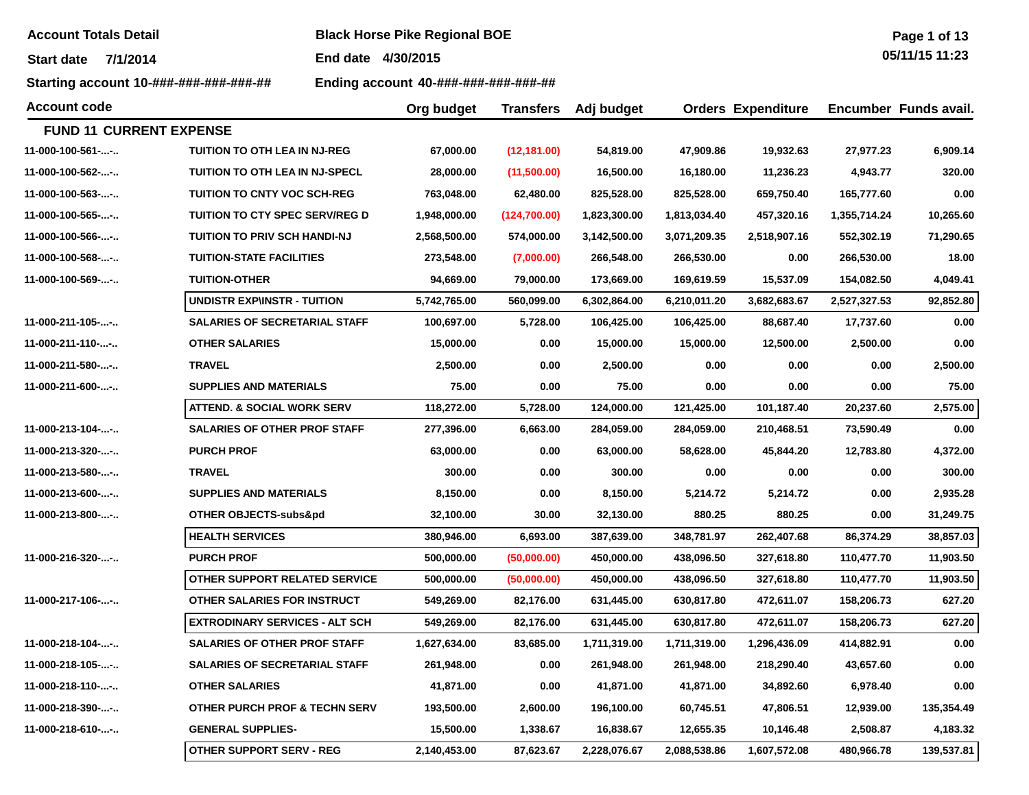**Account Totals Detail** | **Black Horse Pike Regional BOE**

**Start date** 7/1/2014 | **End date** 4/30/2015

05/11/15 11:23

**Starting account** 10-###-###-###-###-## | **Ending account** 40-###-###-###-###-##

| Account code | | Org budget | Transfers | Adj budget | Orders | Expenditure | Encumber | Funds avail. |
|---|---|---|---|---|---|---|---|---|
| **FUND 11 CURRENT EXPENSE** | | | | | | | | |
| 11-000-100-561-...-.. | TUITION TO OTH LEA IN NJ-REG | 67,000.00 | (12,181.00) | 54,819.00 | 47,909.86 | 19,932.63 | 27,977.23 | 6,909.14 |
| 11-000-100-562-...-.. | TUITION TO OTH LEA IN NJ-SPECL | 28,000.00 | (11,500.00) | 16,500.00 | 16,180.00 | 11,236.23 | 4,943.77 | 320.00 |
| 11-000-100-563-...-.. | TUITION TO CNTY VOC SCH-REG | 763,048.00 | 62,480.00 | 825,528.00 | 825,528.00 | 659,750.40 | 165,777.60 | 0.00 |
| 11-000-100-565-...-.. | TUITION TO CTY SPEC SERV/REG D | 1,948,000.00 | (124,700.00) | 1,823,300.00 | 1,813,034.40 | 457,320.16 | 1,355,714.24 | 10,265.60 |
| 11-000-100-566-...-.. | TUITION TO PRIV SCH HANDI-NJ | 2,568,500.00 | 574,000.00 | 3,142,500.00 | 3,071,209.35 | 2,518,907.16 | 552,302.19 | 71,290.65 |
| 11-000-100-568-...-.. | TUITION-STATE FACILITIES | 273,548.00 | (7,000.00) | 266,548.00 | 266,530.00 | 0.00 | 266,530.00 | 18.00 |
| 11-000-100-569-...-.. | TUITION-OTHER | 94,669.00 | 79,000.00 | 173,669.00 | 169,619.59 | 15,537.09 | 154,082.50 | 4,049.41 |
| | UNDISTR EXP\INSTR - TUITION | 5,742,765.00 | 560,099.00 | 6,302,864.00 | 6,210,011.20 | 3,682,683.67 | 2,527,327.53 | 92,852.80 |
| 11-000-211-105-...-.. | SALARIES OF SECRETARIAL STAFF | 100,697.00 | 5,728.00 | 106,425.00 | 106,425.00 | 88,687.40 | 17,737.60 | 0.00 |
| 11-000-211-110-...-.. | OTHER SALARIES | 15,000.00 | 0.00 | 15,000.00 | 15,000.00 | 12,500.00 | 2,500.00 | 0.00 |
| 11-000-211-580-...-.. | TRAVEL | 2,500.00 | 0.00 | 2,500.00 | 0.00 | 0.00 | 0.00 | 2,500.00 |
| 11-000-211-600-...-.. | SUPPLIES AND MATERIALS | 75.00 | 0.00 | 75.00 | 0.00 | 0.00 | 0.00 | 75.00 |
| | ATTEND. & SOCIAL WORK SERV | 118,272.00 | 5,728.00 | 124,000.00 | 121,425.00 | 101,187.40 | 20,237.60 | 2,575.00 |
| 11-000-213-104-...-.. | SALARIES OF OTHER PROF STAFF | 277,396.00 | 6,663.00 | 284,059.00 | 284,059.00 | 210,468.51 | 73,590.49 | 0.00 |
| 11-000-213-320-...-.. | PURCH PROF | 63,000.00 | 0.00 | 63,000.00 | 58,628.00 | 45,844.20 | 12,783.80 | 4,372.00 |
| 11-000-213-580-...-.. | TRAVEL | 300.00 | 0.00 | 300.00 | 0.00 | 0.00 | 0.00 | 300.00 |
| 11-000-213-600-...-.. | SUPPLIES AND MATERIALS | 8,150.00 | 0.00 | 8,150.00 | 5,214.72 | 5,214.72 | 0.00 | 2,935.28 |
| 11-000-213-800-...-.. | OTHER OBJECTS-subs&pd | 32,100.00 | 30.00 | 32,130.00 | 880.25 | 880.25 | 0.00 | 31,249.75 |
| | HEALTH SERVICES | 380,946.00 | 6,693.00 | 387,639.00 | 348,781.97 | 262,407.68 | 86,374.29 | 38,857.03 |
| 11-000-216-320-...-.. | PURCH PROF | 500,000.00 | (50,000.00) | 450,000.00 | 438,096.50 | 327,618.80 | 110,477.70 | 11,903.50 |
| | OTHER SUPPORT RELATED SERVICE | 500,000.00 | (50,000.00) | 450,000.00 | 438,096.50 | 327,618.80 | 110,477.70 | 11,903.50 |
| 11-000-217-106-...-.. | OTHER SALARIES FOR INSTRUCT | 549,269.00 | 82,176.00 | 631,445.00 | 630,817.80 | 472,611.07 | 158,206.73 | 627.20 |
| | EXTRODINARY SERVICES - ALT SCH | 549,269.00 | 82,176.00 | 631,445.00 | 630,817.80 | 472,611.07 | 158,206.73 | 627.20 |
| 11-000-218-104-...-.. | SALARIES OF OTHER PROF STAFF | 1,627,634.00 | 83,685.00 | 1,711,319.00 | 1,711,319.00 | 1,296,436.09 | 414,882.91 | 0.00 |
| 11-000-218-105-...-.. | SALARIES OF SECRETARIAL STAFF | 261,948.00 | 0.00 | 261,948.00 | 261,948.00 | 218,290.40 | 43,657.60 | 0.00 |
| 11-000-218-110-...-.. | OTHER SALARIES | 41,871.00 | 0.00 | 41,871.00 | 41,871.00 | 34,892.60 | 6,978.40 | 0.00 |
| 11-000-218-390-...-.. | OTHER PURCH PROF & TECHN SERV | 193,500.00 | 2,600.00 | 196,100.00 | 60,745.51 | 47,806.51 | 12,939.00 | 135,354.49 |
| 11-000-218-610-...-.. | GENERAL SUPPLIES- | 15,500.00 | 1,338.67 | 16,838.67 | 12,655.35 | 10,146.48 | 2,508.87 | 4,183.32 |
| | OTHER SUPPORT SERV - REG | 2,140,453.00 | 87,623.67 | 2,228,076.67 | 2,088,538.86 | 1,607,572.08 | 480,966.78 | 139,537.81 |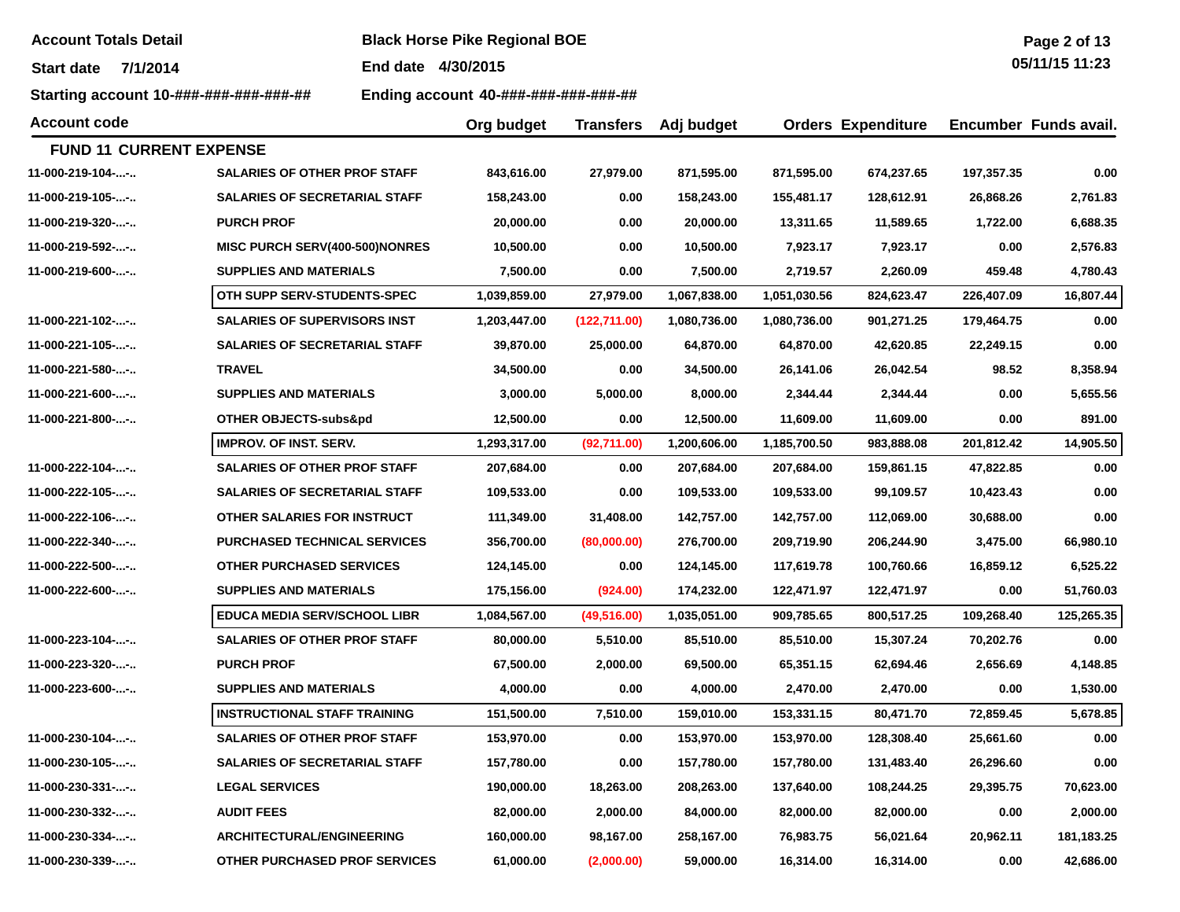Account Totals Detail — Black Horse Pike Regional BOE

Start date 7/1/2014 — End date 4/30/2015

Starting account 10-###-###-###-###-## — Ending account 40-###-###-###-###-##

| Account code | | Org budget | Transfers | Adj budget | Orders | Expenditure | Encumber | Funds avail. |
|---|---|---|---|---|---|---|---|---|
| **FUND 11 CURRENT EXPENSE** | | | | | | | | |
| 11-000-219-104-...-.. | SALARIES OF OTHER PROF STAFF | 843,616.00 | 27,979.00 | 871,595.00 | 871,595.00 | 674,237.65 | 197,357.35 | 0.00 |
| 11-000-219-105-...-.. | SALARIES OF SECRETARIAL STAFF | 158,243.00 | 0.00 | 158,243.00 | 155,481.17 | 128,612.91 | 26,868.26 | 2,761.83 |
| 11-000-219-320-...-.. | PURCH PROF | 20,000.00 | 0.00 | 20,000.00 | 13,311.65 | 11,589.65 | 1,722.00 | 6,688.35 |
| 11-000-219-592-...-.. | MISC PURCH SERV(400-500)NONRES | 10,500.00 | 0.00 | 10,500.00 | 7,923.17 | 7,923.17 | 0.00 | 2,576.83 |
| 11-000-219-600-...-.. | SUPPLIES AND MATERIALS | 7,500.00 | 0.00 | 7,500.00 | 2,719.57 | 2,260.09 | 459.48 | 4,780.43 |
| | OTH SUPP SERV-STUDENTS-SPEC | 1,039,859.00 | 27,979.00 | 1,067,838.00 | 1,051,030.56 | 824,623.47 | 226,407.09 | 16,807.44 |
| 11-000-221-102-...-.. | SALARIES OF SUPERVISORS INST | 1,203,447.00 | (122,711.00) | 1,080,736.00 | 1,080,736.00 | 901,271.25 | 179,464.75 | 0.00 |
| 11-000-221-105-...-.. | SALARIES OF SECRETARIAL STAFF | 39,870.00 | 25,000.00 | 64,870.00 | 64,870.00 | 42,620.85 | 22,249.15 | 0.00 |
| 11-000-221-580-...-.. | TRAVEL | 34,500.00 | 0.00 | 34,500.00 | 26,141.06 | 26,042.54 | 98.52 | 8,358.94 |
| 11-000-221-600-...-.. | SUPPLIES AND MATERIALS | 3,000.00 | 5,000.00 | 8,000.00 | 2,344.44 | 2,344.44 | 0.00 | 5,655.56 |
| 11-000-221-800-...-.. | OTHER OBJECTS-subs&pd | 12,500.00 | 0.00 | 12,500.00 | 11,609.00 | 11,609.00 | 0.00 | 891.00 |
| | IMPROV. OF INST. SERV. | 1,293,317.00 | (92,711.00) | 1,200,606.00 | 1,185,700.50 | 983,888.08 | 201,812.42 | 14,905.50 |
| 11-000-222-104-...-.. | SALARIES OF OTHER PROF STAFF | 207,684.00 | 0.00 | 207,684.00 | 207,684.00 | 159,861.15 | 47,822.85 | 0.00 |
| 11-000-222-105-...-.. | SALARIES OF SECRETARIAL STAFF | 109,533.00 | 0.00 | 109,533.00 | 109,533.00 | 99,109.57 | 10,423.43 | 0.00 |
| 11-000-222-106-...-.. | OTHER SALARIES FOR INSTRUCT | 111,349.00 | 31,408.00 | 142,757.00 | 142,757.00 | 112,069.00 | 30,688.00 | 0.00 |
| 11-000-222-340-...-.. | PURCHASED TECHNICAL SERVICES | 356,700.00 | (80,000.00) | 276,700.00 | 209,719.90 | 206,244.90 | 3,475.00 | 66,980.10 |
| 11-000-222-500-...-.. | OTHER PURCHASED SERVICES | 124,145.00 | 0.00 | 124,145.00 | 117,619.78 | 100,760.66 | 16,859.12 | 6,525.22 |
| 11-000-222-600-...-.. | SUPPLIES AND MATERIALS | 175,156.00 | (924.00) | 174,232.00 | 122,471.97 | 122,471.97 | 0.00 | 51,760.03 |
| | EDUCA MEDIA SERV/SCHOOL LIBR | 1,084,567.00 | (49,516.00) | 1,035,051.00 | 909,785.65 | 800,517.25 | 109,268.40 | 125,265.35 |
| 11-000-223-104-...-.. | SALARIES OF OTHER PROF STAFF | 80,000.00 | 5,510.00 | 85,510.00 | 85,510.00 | 15,307.24 | 70,202.76 | 0.00 |
| 11-000-223-320-...-.. | PURCH PROF | 67,500.00 | 2,000.00 | 69,500.00 | 65,351.15 | 62,694.46 | 2,656.69 | 4,148.85 |
| 11-000-223-600-...-.. | SUPPLIES AND MATERIALS | 4,000.00 | 0.00 | 4,000.00 | 2,470.00 | 2,470.00 | 0.00 | 1,530.00 |
| | INSTRUCTIONAL STAFF TRAINING | 151,500.00 | 7,510.00 | 159,010.00 | 153,331.15 | 80,471.70 | 72,859.45 | 5,678.85 |
| 11-000-230-104-...-.. | SALARIES OF OTHER PROF STAFF | 153,970.00 | 0.00 | 153,970.00 | 153,970.00 | 128,308.40 | 25,661.60 | 0.00 |
| 11-000-230-105-...-.. | SALARIES OF SECRETARIAL STAFF | 157,780.00 | 0.00 | 157,780.00 | 157,780.00 | 131,483.40 | 26,296.60 | 0.00 |
| 11-000-230-331-...-.. | LEGAL SERVICES | 190,000.00 | 18,263.00 | 208,263.00 | 137,640.00 | 108,244.25 | 29,395.75 | 70,623.00 |
| 11-000-230-332-...-.. | AUDIT FEES | 82,000.00 | 2,000.00 | 84,000.00 | 82,000.00 | 82,000.00 | 0.00 | 2,000.00 |
| 11-000-230-334-...-.. | ARCHITECTURAL/ENGINEERING | 160,000.00 | 98,167.00 | 258,167.00 | 76,983.75 | 56,021.64 | 20,962.11 | 181,183.25 |
| 11-000-230-339-...-.. | OTHER PURCHASED PROF SERVICES | 61,000.00 | (2,000.00) | 59,000.00 | 16,314.00 | 16,314.00 | 0.00 | 42,686.00 |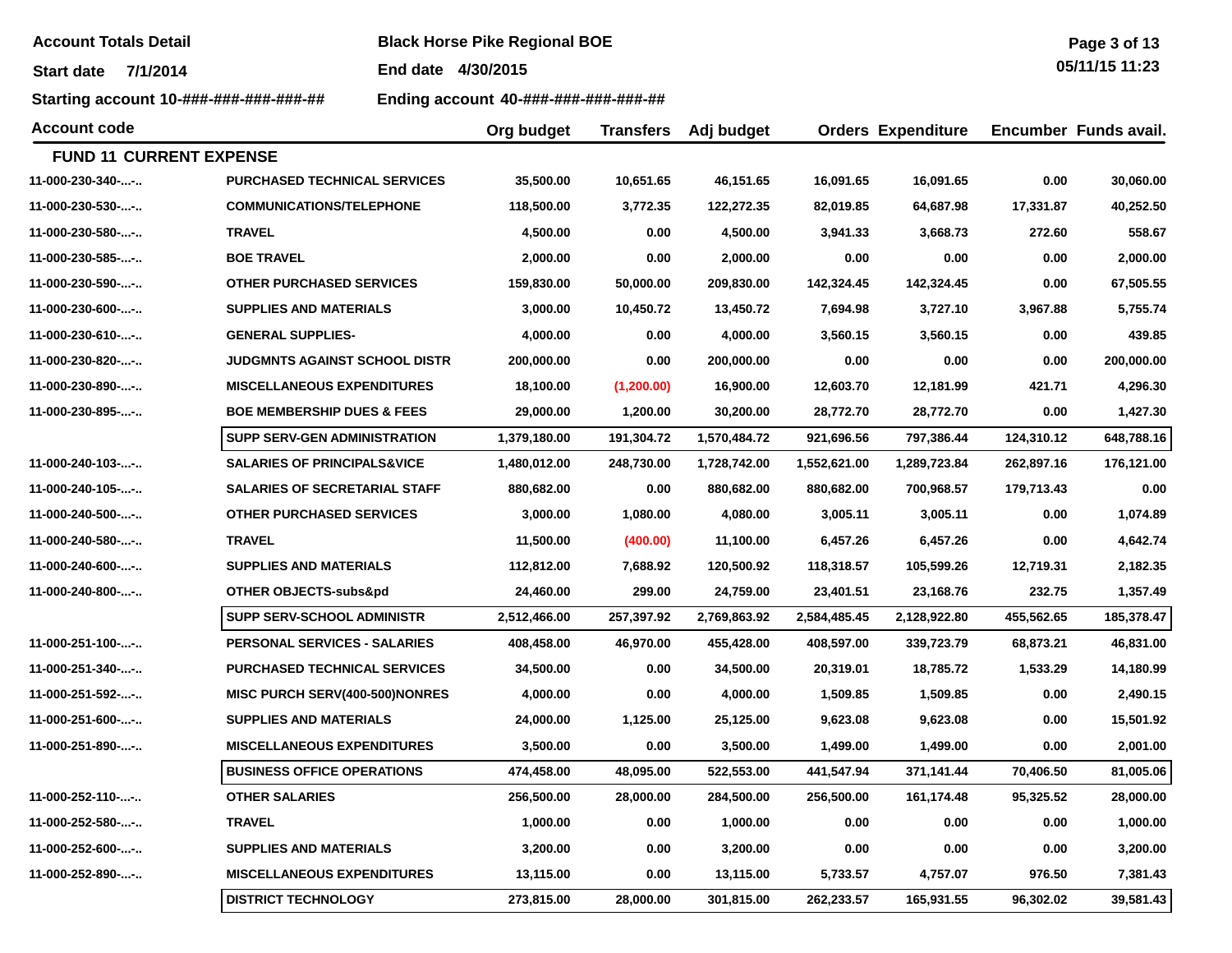**Account Totals Detail** | **Black Horse Pike Regional BOE**

**Start date** 7/1/2014 | **End date** 4/30/2015

**Starting account** 10-###-###-###-###-## | **Ending account** 40-###-###-###-###-##

05/11/15 11:23

| Account code | | Org budget | Transfers | Adj budget | Orders | Expenditure | Encumber | Funds avail. |
|---|---|---|---|---|---|---|---|---|
| **FUND 11 CURRENT EXPENSE** | | | | | | | | |
| 11-000-230-340-...-.. | PURCHASED TECHNICAL SERVICES | 35,500.00 | 10,651.65 | 46,151.65 | 16,091.65 | 16,091.65 | 0.00 | 30,060.00 |
| 11-000-230-530-...-.. | COMMUNICATIONS/TELEPHONE | 118,500.00 | 3,772.35 | 122,272.35 | 82,019.85 | 64,687.98 | 17,331.87 | 40,252.50 |
| 11-000-230-580-...-.. | TRAVEL | 4,500.00 | 0.00 | 4,500.00 | 3,941.33 | 3,668.73 | 272.60 | 558.67 |
| 11-000-230-585-...-.. | BOE TRAVEL | 2,000.00 | 0.00 | 2,000.00 | 0.00 | 0.00 | 0.00 | 2,000.00 |
| 11-000-230-590-...-.. | OTHER PURCHASED SERVICES | 159,830.00 | 50,000.00 | 209,830.00 | 142,324.45 | 142,324.45 | 0.00 | 67,505.55 |
| 11-000-230-600-...-.. | SUPPLIES AND MATERIALS | 3,000.00 | 10,450.72 | 13,450.72 | 7,694.98 | 3,727.10 | 3,967.88 | 5,755.74 |
| 11-000-230-610-...-.. | GENERAL SUPPLIES- | 4,000.00 | 0.00 | 4,000.00 | 3,560.15 | 3,560.15 | 0.00 | 439.85 |
| 11-000-230-820-...-.. | JUDGMNTS AGAINST SCHOOL DISTR | 200,000.00 | 0.00 | 200,000.00 | 0.00 | 0.00 | 0.00 | 200,000.00 |
| 11-000-230-890-...-.. | MISCELLANEOUS EXPENDITURES | 18,100.00 | (1,200.00) | 16,900.00 | 12,603.70 | 12,181.99 | 421.71 | 4,296.30 |
| 11-000-230-895-...-.. | BOE MEMBERSHIP DUES & FEES | 29,000.00 | 1,200.00 | 30,200.00 | 28,772.70 | 28,772.70 | 0.00 | 1,427.30 |
| | **SUPP SERV-GEN ADMINISTRATION** | **1,379,180.00** | **191,304.72** | **1,570,484.72** | **921,696.56** | **797,386.44** | **124,310.12** | **648,788.16** |
| 11-000-240-103-...-.. | SALARIES OF PRINCIPALS&VICE | 1,480,012.00 | 248,730.00 | 1,728,742.00 | 1,552,621.00 | 1,289,723.84 | 262,897.16 | 176,121.00 |
| 11-000-240-105-...-.. | SALARIES OF SECRETARIAL STAFF | 880,682.00 | 0.00 | 880,682.00 | 880,682.00 | 700,968.57 | 179,713.43 | 0.00 |
| 11-000-240-500-...-.. | OTHER PURCHASED SERVICES | 3,000.00 | 1,080.00 | 4,080.00 | 3,005.11 | 3,005.11 | 0.00 | 1,074.89 |
| 11-000-240-580-...-.. | TRAVEL | 11,500.00 | (400.00) | 11,100.00 | 6,457.26 | 6,457.26 | 0.00 | 4,642.74 |
| 11-000-240-600-...-.. | SUPPLIES AND MATERIALS | 112,812.00 | 7,688.92 | 120,500.92 | 118,318.57 | 105,599.26 | 12,719.31 | 2,182.35 |
| 11-000-240-800-...-.. | OTHER OBJECTS-subs&pd | 24,460.00 | 299.00 | 24,759.00 | 23,401.51 | 23,168.76 | 232.75 | 1,357.49 |
| | **SUPP SERV-SCHOOL ADMINISTR** | **2,512,466.00** | **257,397.92** | **2,769,863.92** | **2,584,485.45** | **2,128,922.80** | **455,562.65** | **185,378.47** |
| 11-000-251-100-...-.. | PERSONAL SERVICES - SALARIES | 408,458.00 | 46,970.00 | 455,428.00 | 408,597.00 | 339,723.79 | 68,873.21 | 46,831.00 |
| 11-000-251-340-...-.. | PURCHASED TECHNICAL SERVICES | 34,500.00 | 0.00 | 34,500.00 | 20,319.01 | 18,785.72 | 1,533.29 | 14,180.99 |
| 11-000-251-592-...-.. | MISC PURCH SERV(400-500)NONRES | 4,000.00 | 0.00 | 4,000.00 | 1,509.85 | 1,509.85 | 0.00 | 2,490.15 |
| 11-000-251-600-...-.. | SUPPLIES AND MATERIALS | 24,000.00 | 1,125.00 | 25,125.00 | 9,623.08 | 9,623.08 | 0.00 | 15,501.92 |
| 11-000-251-890-...-.. | MISCELLANEOUS EXPENDITURES | 3,500.00 | 0.00 | 3,500.00 | 1,499.00 | 1,499.00 | 0.00 | 2,001.00 |
| | **BUSINESS OFFICE OPERATIONS** | **474,458.00** | **48,095.00** | **522,553.00** | **441,547.94** | **371,141.44** | **70,406.50** | **81,005.06** |
| 11-000-252-110-...-.. | OTHER SALARIES | 256,500.00 | 28,000.00 | 284,500.00 | 256,500.00 | 161,174.48 | 95,325.52 | 28,000.00 |
| 11-000-252-580-...-.. | TRAVEL | 1,000.00 | 0.00 | 1,000.00 | 0.00 | 0.00 | 0.00 | 1,000.00 |
| 11-000-252-600-...-.. | SUPPLIES AND MATERIALS | 3,200.00 | 0.00 | 3,200.00 | 0.00 | 0.00 | 0.00 | 3,200.00 |
| 11-000-252-890-...-.. | MISCELLANEOUS EXPENDITURES | 13,115.00 | 0.00 | 13,115.00 | 5,733.57 | 4,757.07 | 976.50 | 7,381.43 |
| | **DISTRICT TECHNOLOGY** | **273,815.00** | **28,000.00** | **301,815.00** | **262,233.57** | **165,931.55** | **96,302.02** | **39,581.43** |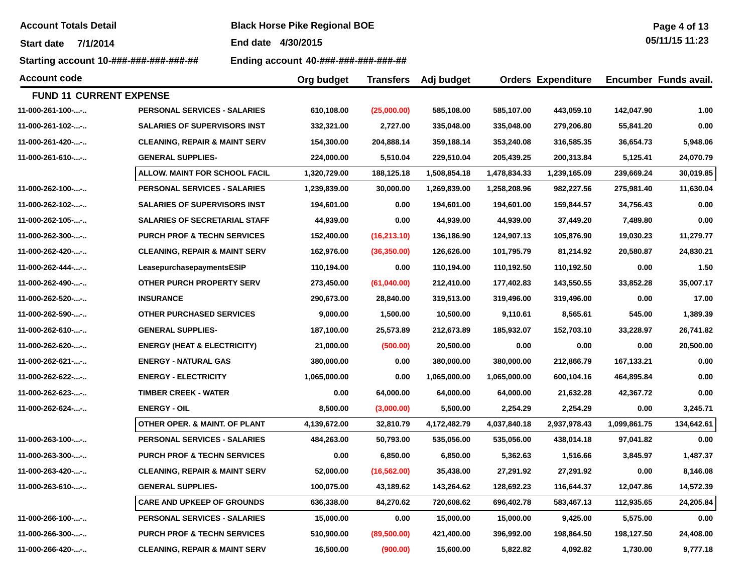**Account Totals Detail** | **Black Horse Pike Regional BOE**

**Start date** 7/1/2014 | **End date** 4/30/2015

**Starting account** 10-###-###-###-###-## | **Ending account** 40-###-###-###-###-##

| Account code | | Org budget | Transfers | Adj budget | Orders | Expenditure | Encumber | Funds avail. |
|---|---|---|---|---|---|---|---|---|
| **FUND 11 CURRENT EXPENSE** | | | | | | | | |
| 11-000-261-100-...-.. | PERSONAL SERVICES - SALARIES | 610,108.00 | (25,000.00) | 585,108.00 | 585,107.00 | 443,059.10 | 142,047.90 | 1.00 |
| 11-000-261-102-...-.. | SALARIES OF SUPERVISORS INST | 332,321.00 | 2,727.00 | 335,048.00 | 335,048.00 | 279,206.80 | 55,841.20 | 0.00 |
| 11-000-261-420-...-.. | CLEANING, REPAIR & MAINT SERV | 154,300.00 | 204,888.14 | 359,188.14 | 353,240.08 | 316,585.35 | 36,654.73 | 5,948.06 |
| 11-000-261-610-...-.. | GENERAL SUPPLIES- | 224,000.00 | 5,510.04 | 229,510.04 | 205,439.25 | 200,313.84 | 5,125.41 | 24,070.79 |
| | ALLOW. MAINT FOR SCHOOL FACIL | 1,320,729.00 | 188,125.18 | 1,508,854.18 | 1,478,834.33 | 1,239,165.09 | 239,669.24 | 30,019.85 |
| 11-000-262-100-...-.. | PERSONAL SERVICES - SALARIES | 1,239,839.00 | 30,000.00 | 1,269,839.00 | 1,258,208.96 | 982,227.56 | 275,981.40 | 11,630.04 |
| 11-000-262-102-...-.. | SALARIES OF SUPERVISORS INST | 194,601.00 | 0.00 | 194,601.00 | 194,601.00 | 159,844.57 | 34,756.43 | 0.00 |
| 11-000-262-105-...-.. | SALARIES OF SECRETARIAL STAFF | 44,939.00 | 0.00 | 44,939.00 | 44,939.00 | 37,449.20 | 7,489.80 | 0.00 |
| 11-000-262-300-...-.. | PURCH PROF & TECHN SERVICES | 152,400.00 | (16,213.10) | 136,186.90 | 124,907.13 | 105,876.90 | 19,030.23 | 11,279.77 |
| 11-000-262-420-...-.. | CLEANING, REPAIR & MAINT SERV | 162,976.00 | (36,350.00) | 126,626.00 | 101,795.79 | 81,214.92 | 20,580.87 | 24,830.21 |
| 11-000-262-444-...-.. | LeasepurchasepaymentsESIP | 110,194.00 | 0.00 | 110,194.00 | 110,192.50 | 110,192.50 | 0.00 | 1.50 |
| 11-000-262-490-...-.. | OTHER PURCH PROPERTY SERV | 273,450.00 | (61,040.00) | 212,410.00 | 177,402.83 | 143,550.55 | 33,852.28 | 35,007.17 |
| 11-000-262-520-...-.. | INSURANCE | 290,673.00 | 28,840.00 | 319,513.00 | 319,496.00 | 319,496.00 | 0.00 | 17.00 |
| 11-000-262-590-...-.. | OTHER PURCHASED SERVICES | 9,000.00 | 1,500.00 | 10,500.00 | 9,110.61 | 8,565.61 | 545.00 | 1,389.39 |
| 11-000-262-610-...-.. | GENERAL SUPPLIES- | 187,100.00 | 25,573.89 | 212,673.89 | 185,932.07 | 152,703.10 | 33,228.97 | 26,741.82 |
| 11-000-262-620-...-.. | ENERGY (HEAT & ELECTRICITY) | 21,000.00 | (500.00) | 20,500.00 | 0.00 | 0.00 | 0.00 | 20,500.00 |
| 11-000-262-621-...-.. | ENERGY - NATURAL GAS | 380,000.00 | 0.00 | 380,000.00 | 380,000.00 | 212,866.79 | 167,133.21 | 0.00 |
| 11-000-262-622-...-.. | ENERGY - ELECTRICITY | 1,065,000.00 | 0.00 | 1,065,000.00 | 1,065,000.00 | 600,104.16 | 464,895.84 | 0.00 |
| 11-000-262-623-...-.. | TIMBER CREEK - WATER | 0.00 | 64,000.00 | 64,000.00 | 64,000.00 | 21,632.28 | 42,367.72 | 0.00 |
| 11-000-262-624-...-.. | ENERGY - OIL | 8,500.00 | (3,000.00) | 5,500.00 | 2,254.29 | 2,254.29 | 0.00 | 3,245.71 |
| | OTHER OPER. & MAINT. OF PLANT | 4,139,672.00 | 32,810.79 | 4,172,482.79 | 4,037,840.18 | 2,937,978.43 | 1,099,861.75 | 134,642.61 |
| 11-000-263-100-...-.. | PERSONAL SERVICES - SALARIES | 484,263.00 | 50,793.00 | 535,056.00 | 535,056.00 | 438,014.18 | 97,041.82 | 0.00 |
| 11-000-263-300-...-.. | PURCH PROF & TECHN SERVICES | 0.00 | 6,850.00 | 6,850.00 | 5,362.63 | 1,516.66 | 3,845.97 | 1,487.37 |
| 11-000-263-420-...-.. | CLEANING, REPAIR & MAINT SERV | 52,000.00 | (16,562.00) | 35,438.00 | 27,291.92 | 27,291.92 | 0.00 | 8,146.08 |
| 11-000-263-610-...-.. | GENERAL SUPPLIES- | 100,075.00 | 43,189.62 | 143,264.62 | 128,692.23 | 116,644.37 | 12,047.86 | 14,572.39 |
| | CARE AND UPKEEP OF GROUNDS | 636,338.00 | 84,270.62 | 720,608.62 | 696,402.78 | 583,467.13 | 112,935.65 | 24,205.84 |
| 11-000-266-100-...-.. | PERSONAL SERVICES - SALARIES | 15,000.00 | 0.00 | 15,000.00 | 15,000.00 | 9,425.00 | 5,575.00 | 0.00 |
| 11-000-266-300-...-.. | PURCH PROF & TECHN SERVICES | 510,900.00 | (89,500.00) | 421,400.00 | 396,992.00 | 198,864.50 | 198,127.50 | 24,408.00 |
| 11-000-266-420-...-.. | CLEANING, REPAIR & MAINT SERV | 16,500.00 | (900.00) | 15,600.00 | 5,822.82 | 4,092.82 | 1,730.00 | 9,777.18 |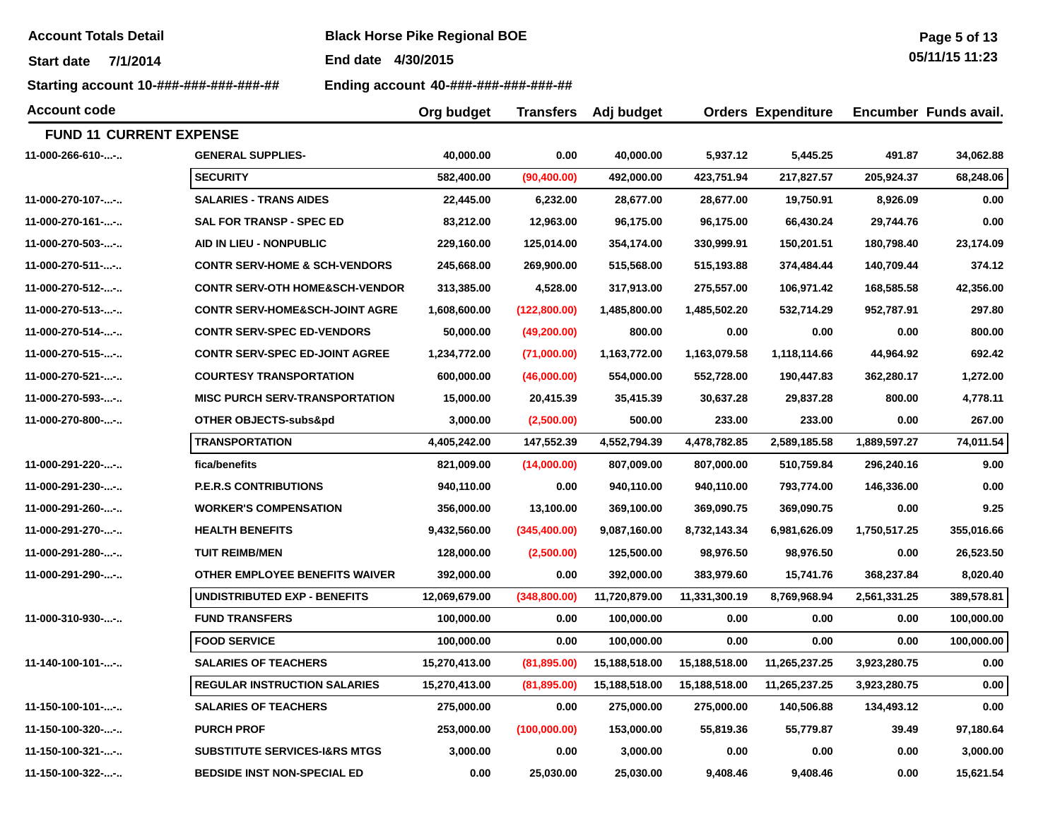**Account Totals Detail** | **Black Horse Pike Regional BOE**

**Start date** 7/1/2014 | **End date** 4/30/2015

05/11/15 11:23

**Starting account** 10-###-###-###-###-## | **Ending account** 40-###-###-###-###-##

## FUND 11 CURRENT EXPENSE

| Account code | | Org budget | Transfers | Adj budget | Orders | Expenditure | Encumber | Funds avail. |
|---|---|---|---|---|---|---|---|---|
| 11-000-266-610-...-.. | GENERAL SUPPLIES- | 40,000.00 | 0.00 | 40,000.00 | 5,937.12 | 5,445.25 | 491.87 | 34,062.88 |
| | **SECURITY** | 582,400.00 | (90,400.00) | 492,000.00 | 423,751.94 | 217,827.57 | 205,924.37 | 68,248.06 |
| 11-000-270-107-...-.. | SALARIES - TRANS AIDES | 22,445.00 | 6,232.00 | 28,677.00 | 28,677.00 | 19,750.91 | 8,926.09 | 0.00 |
| 11-000-270-161-...-.. | SAL FOR TRANSP - SPEC ED | 83,212.00 | 12,963.00 | 96,175.00 | 96,175.00 | 66,430.24 | 29,744.76 | 0.00 |
| 11-000-270-503-...-.. | AID IN LIEU - NONPUBLIC | 229,160.00 | 125,014.00 | 354,174.00 | 330,999.91 | 150,201.51 | 180,798.40 | 23,174.09 |
| 11-000-270-511-...-.. | CONTR SERV-HOME & SCH-VENDORS | 245,668.00 | 269,900.00 | 515,568.00 | 515,193.88 | 374,484.44 | 140,709.44 | 374.12 |
| 11-000-270-512-...-.. | CONTR SERV-OTH HOME&SCH-VENDOR | 313,385.00 | 4,528.00 | 317,913.00 | 275,557.00 | 106,971.42 | 168,585.58 | 42,356.00 |
| 11-000-270-513-...-.. | CONTR SERV-HOME&SCH-JOINT AGRE | 1,608,600.00 | (122,800.00) | 1,485,800.00 | 1,485,502.20 | 532,714.29 | 952,787.91 | 297.80 |
| 11-000-270-514-...-.. | CONTR SERV-SPEC ED-VENDORS | 50,000.00 | (49,200.00) | 800.00 | 0.00 | 0.00 | 0.00 | 800.00 |
| 11-000-270-515-...-.. | CONTR SERV-SPEC ED-JOINT AGREE | 1,234,772.00 | (71,000.00) | 1,163,772.00 | 1,163,079.58 | 1,118,114.66 | 44,964.92 | 692.42 |
| 11-000-270-521-...-.. | COURTESY TRANSPORTATION | 600,000.00 | (46,000.00) | 554,000.00 | 552,728.00 | 190,447.83 | 362,280.17 | 1,272.00 |
| 11-000-270-593-...-.. | MISC PURCH SERV-TRANSPORTATION | 15,000.00 | 20,415.39 | 35,415.39 | 30,637.28 | 29,837.28 | 800.00 | 4,778.11 |
| 11-000-270-800-...-.. | OTHER OBJECTS-subs&pd | 3,000.00 | (2,500.00) | 500.00 | 233.00 | 233.00 | 0.00 | 267.00 |
| | **TRANSPORTATION** | 4,405,242.00 | 147,552.39 | 4,552,794.39 | 4,478,782.85 | 2,589,185.58 | 1,889,597.27 | 74,011.54 |
| 11-000-291-220-...-.. | fica/benefits | 821,009.00 | (14,000.00) | 807,009.00 | 807,000.00 | 510,759.84 | 296,240.16 | 9.00 |
| 11-000-291-230-...-.. | P.E.R.S CONTRIBUTIONS | 940,110.00 | 0.00 | 940,110.00 | 940,110.00 | 793,774.00 | 146,336.00 | 0.00 |
| 11-000-291-260-...-.. | WORKER'S COMPENSATION | 356,000.00 | 13,100.00 | 369,100.00 | 369,090.75 | 369,090.75 | 0.00 | 9.25 |
| 11-000-291-270-...-.. | HEALTH BENEFITS | 9,432,560.00 | (345,400.00) | 9,087,160.00 | 8,732,143.34 | 6,981,626.09 | 1,750,517.25 | 355,016.66 |
| 11-000-291-280-...-.. | TUIT REIMB/MEN | 128,000.00 | (2,500.00) | 125,500.00 | 98,976.50 | 98,976.50 | 0.00 | 26,523.50 |
| 11-000-291-290-...-.. | OTHER EMPLOYEE BENEFITS WAIVER | 392,000.00 | 0.00 | 392,000.00 | 383,979.60 | 15,741.76 | 368,237.84 | 8,020.40 |
| | **UNDISTRIBUTED EXP - BENEFITS** | 12,069,679.00 | (348,800.00) | 11,720,879.00 | 11,331,300.19 | 8,769,968.94 | 2,561,331.25 | 389,578.81 |
| 11-000-310-930-...-.. | FUND TRANSFERS | 100,000.00 | 0.00 | 100,000.00 | 0.00 | 0.00 | 0.00 | 100,000.00 |
| | **FOOD SERVICE** | 100,000.00 | 0.00 | 100,000.00 | 0.00 | 0.00 | 0.00 | 100,000.00 |
| 11-140-100-101-...-.. | SALARIES OF TEACHERS | 15,270,413.00 | (81,895.00) | 15,188,518.00 | 15,188,518.00 | 11,265,237.25 | 3,923,280.75 | 0.00 |
| | **REGULAR INSTRUCTION SALARIES** | 15,270,413.00 | (81,895.00) | 15,188,518.00 | 15,188,518.00 | 11,265,237.25 | 3,923,280.75 | 0.00 |
| 11-150-100-101-...-.. | SALARIES OF TEACHERS | 275,000.00 | 0.00 | 275,000.00 | 275,000.00 | 140,506.88 | 134,493.12 | 0.00 |
| 11-150-100-320-...-.. | PURCH PROF | 253,000.00 | (100,000.00) | 153,000.00 | 55,819.36 | 55,779.87 | 39.49 | 97,180.64 |
| 11-150-100-321-...-.. | SUBSTITUTE SERVICES-I&RS MTGS | 3,000.00 | 0.00 | 3,000.00 | 0.00 | 0.00 | 0.00 | 3,000.00 |
| 11-150-100-322-...-.. | BEDSIDE INST NON-SPECIAL ED | 0.00 | 25,030.00 | 25,030.00 | 9,408.46 | 9,408.46 | 0.00 | 15,621.54 |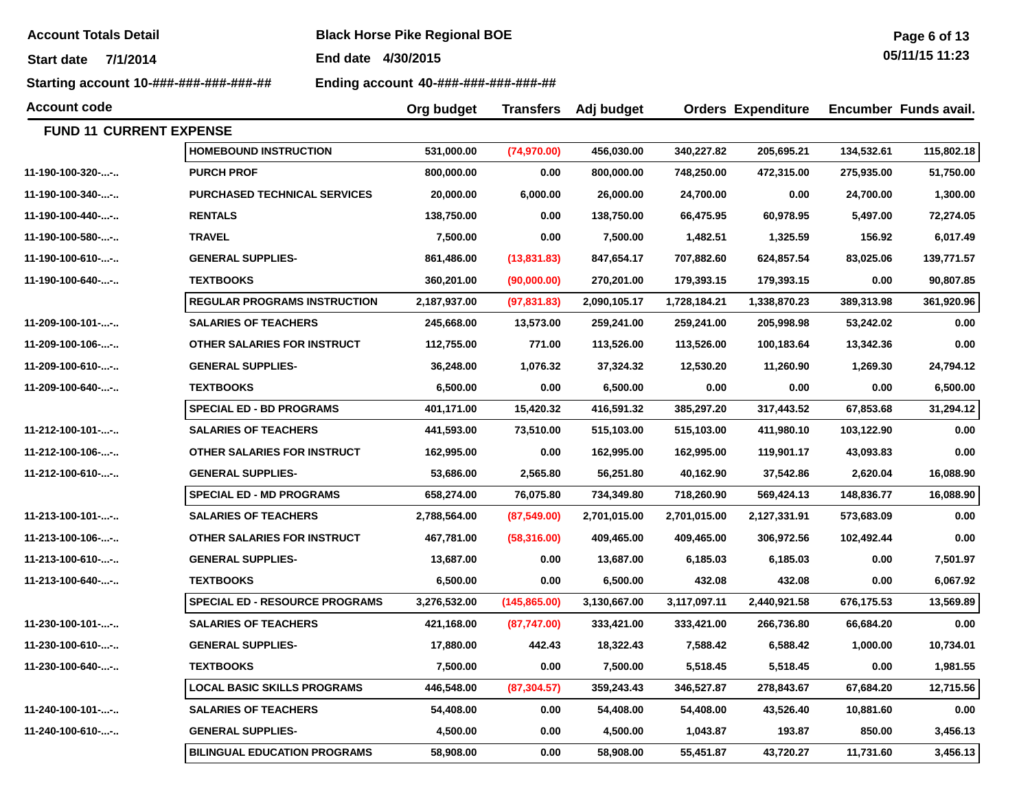**Account Totals Detail** | **Black Horse Pike Regional BOE**

**Start date** 7/1/2014 | **End date** 4/30/2015

**Starting account** 10-###-###-###-###-## | **Ending account** 40-###-###-###-###-##

| Account code | | Org budget | Transfers | Adj budget | Orders | Expenditure | Encumber | Funds avail. |
|---|---|---|---|---|---|---|---|---|
| **FUND 11 CURRENT EXPENSE** | | | | | | | | |
| | HOMEBOUND INSTRUCTION | 531,000.00 | (74,970.00) | 456,030.00 | 340,227.82 | 205,695.21 | 134,532.61 | 115,802.18 |
| 11-190-100-320-...-.. | PURCH PROF | 800,000.00 | 0.00 | 800,000.00 | 748,250.00 | 472,315.00 | 275,935.00 | 51,750.00 |
| 11-190-100-340-...-.. | PURCHASED TECHNICAL SERVICES | 20,000.00 | 6,000.00 | 26,000.00 | 24,700.00 | 0.00 | 24,700.00 | 1,300.00 |
| 11-190-100-440-...-.. | RENTALS | 138,750.00 | 0.00 | 138,750.00 | 66,475.95 | 60,978.95 | 5,497.00 | 72,274.05 |
| 11-190-100-580-...-.. | TRAVEL | 7,500.00 | 0.00 | 7,500.00 | 1,482.51 | 1,325.59 | 156.92 | 6,017.49 |
| 11-190-100-610-...-.. | GENERAL SUPPLIES- | 861,486.00 | (13,831.83) | 847,654.17 | 707,882.60 | 624,857.54 | 83,025.06 | 139,771.57 |
| 11-190-100-640-...-.. | TEXTBOOKS | 360,201.00 | (90,000.00) | 270,201.00 | 179,393.15 | 179,393.15 | 0.00 | 90,807.85 |
| | REGULAR PROGRAMS INSTRUCTION | 2,187,937.00 | (97,831.83) | 2,090,105.17 | 1,728,184.21 | 1,338,870.23 | 389,313.98 | 361,920.96 |
| 11-209-100-101-...-.. | SALARIES OF TEACHERS | 245,668.00 | 13,573.00 | 259,241.00 | 259,241.00 | 205,998.98 | 53,242.02 | 0.00 |
| 11-209-100-106-...-.. | OTHER SALARIES FOR INSTRUCT | 112,755.00 | 771.00 | 113,526.00 | 113,526.00 | 100,183.64 | 13,342.36 | 0.00 |
| 11-209-100-610-...-.. | GENERAL SUPPLIES- | 36,248.00 | 1,076.32 | 37,324.32 | 12,530.20 | 11,260.90 | 1,269.30 | 24,794.12 |
| 11-209-100-640-...-.. | TEXTBOOKS | 6,500.00 | 0.00 | 6,500.00 | 0.00 | 0.00 | 0.00 | 6,500.00 |
| | SPECIAL ED - BD PROGRAMS | 401,171.00 | 15,420.32 | 416,591.32 | 385,297.20 | 317,443.52 | 67,853.68 | 31,294.12 |
| 11-212-100-101-...-.. | SALARIES OF TEACHERS | 441,593.00 | 73,510.00 | 515,103.00 | 515,103.00 | 411,980.10 | 103,122.90 | 0.00 |
| 11-212-100-106-...-.. | OTHER SALARIES FOR INSTRUCT | 162,995.00 | 0.00 | 162,995.00 | 162,995.00 | 119,901.17 | 43,093.83 | 0.00 |
| 11-212-100-610-...-.. | GENERAL SUPPLIES- | 53,686.00 | 2,565.80 | 56,251.80 | 40,162.90 | 37,542.86 | 2,620.04 | 16,088.90 |
| | SPECIAL ED - MD PROGRAMS | 658,274.00 | 76,075.80 | 734,349.80 | 718,260.90 | 569,424.13 | 148,836.77 | 16,088.90 |
| 11-213-100-101-...-.. | SALARIES OF TEACHERS | 2,788,564.00 | (87,549.00) | 2,701,015.00 | 2,701,015.00 | 2,127,331.91 | 573,683.09 | 0.00 |
| 11-213-100-106-...-.. | OTHER SALARIES FOR INSTRUCT | 467,781.00 | (58,316.00) | 409,465.00 | 409,465.00 | 306,972.56 | 102,492.44 | 0.00 |
| 11-213-100-610-...-.. | GENERAL SUPPLIES- | 13,687.00 | 0.00 | 13,687.00 | 6,185.03 | 6,185.03 | 0.00 | 7,501.97 |
| 11-213-100-640-...-.. | TEXTBOOKS | 6,500.00 | 0.00 | 6,500.00 | 432.08 | 432.08 | 0.00 | 6,067.92 |
| | SPECIAL ED - RESOURCE PROGRAMS | 3,276,532.00 | (145,865.00) | 3,130,667.00 | 3,117,097.11 | 2,440,921.58 | 676,175.53 | 13,569.89 |
| 11-230-100-101-...-.. | SALARIES OF TEACHERS | 421,168.00 | (87,747.00) | 333,421.00 | 333,421.00 | 266,736.80 | 66,684.20 | 0.00 |
| 11-230-100-610-...-.. | GENERAL SUPPLIES- | 17,880.00 | 442.43 | 18,322.43 | 7,588.42 | 6,588.42 | 1,000.00 | 10,734.01 |
| 11-230-100-640-...-.. | TEXTBOOKS | 7,500.00 | 0.00 | 7,500.00 | 5,518.45 | 5,518.45 | 0.00 | 1,981.55 |
| | LOCAL BASIC SKILLS PROGRAMS | 446,548.00 | (87,304.57) | 359,243.43 | 346,527.87 | 278,843.67 | 67,684.20 | 12,715.56 |
| 11-240-100-101-...-.. | SALARIES OF TEACHERS | 54,408.00 | 0.00 | 54,408.00 | 54,408.00 | 43,526.40 | 10,881.60 | 0.00 |
| 11-240-100-610-...-.. | GENERAL SUPPLIES- | 4,500.00 | 0.00 | 4,500.00 | 1,043.87 | 193.87 | 850.00 | 3,456.13 |
| | BILINGUAL EDUCATION PROGRAMS | 58,908.00 | 0.00 | 58,908.00 | 55,451.87 | 43,720.27 | 11,731.60 | 3,456.13 |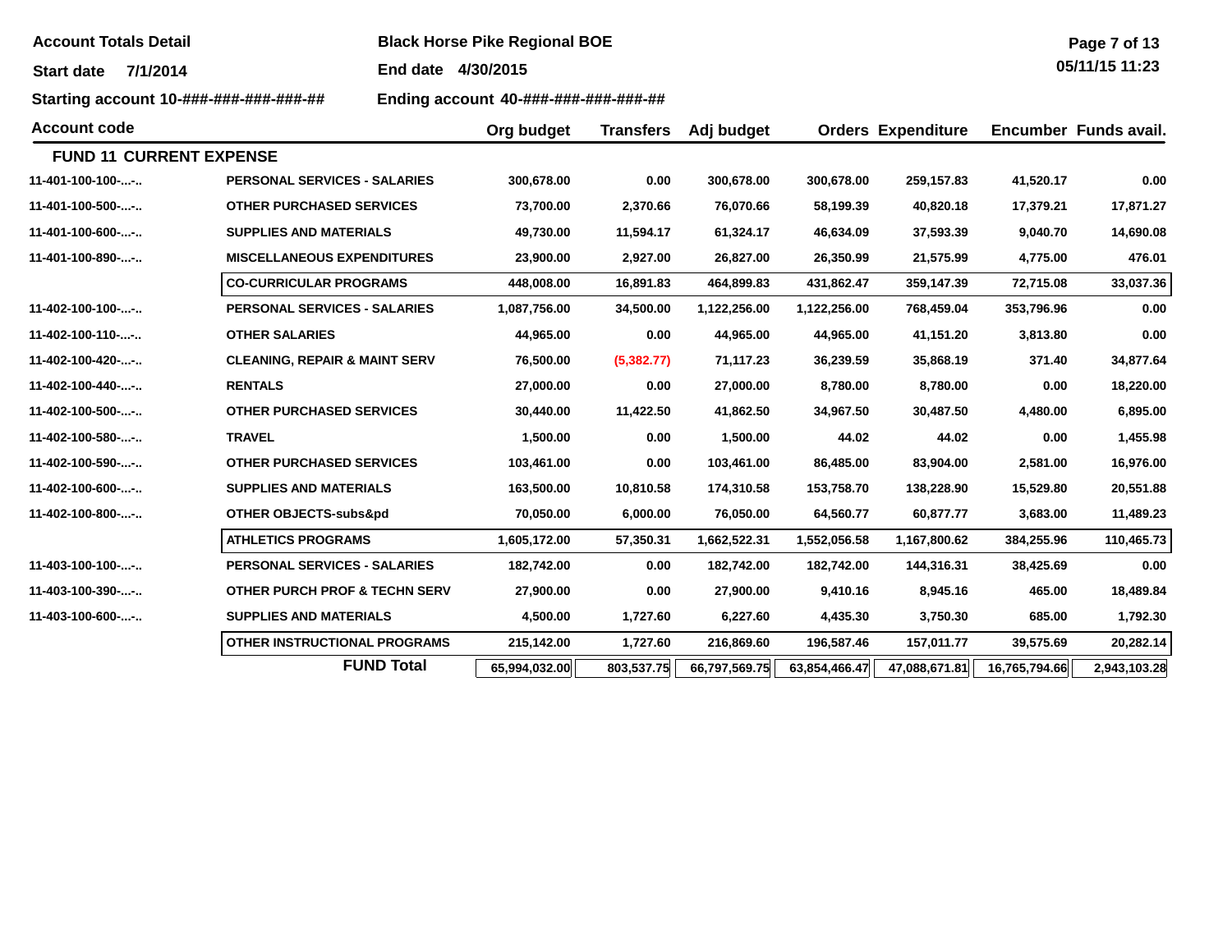**Account Totals Detail** | **Black Horse Pike Regional BOE**

**Start date** 7/1/2014 | **End date** 4/30/2015

**Starting account** 10-###-###-###-###-## | **Ending account** 40-###-###-###-###-##

| Account code | | Org budget | Transfers | Adj budget | Orders | Expenditure | Encumber | Funds avail. |
|---|---|---|---|---|---|---|---|---|
| **FUND 11 CURRENT EXPENSE** | | | | | | | | |
| 11-401-100-100-...-.. | PERSONAL SERVICES - SALARIES | 300,678.00 | 0.00 | 300,678.00 | 300,678.00 | 259,157.83 | 41,520.17 | 0.00 |
| 11-401-100-500-...-.. | OTHER PURCHASED SERVICES | 73,700.00 | 2,370.66 | 76,070.66 | 58,199.39 | 40,820.18 | 17,379.21 | 17,871.27 |
| 11-401-100-600-...-.. | SUPPLIES AND MATERIALS | 49,730.00 | 11,594.17 | 61,324.17 | 46,634.09 | 37,593.39 | 9,040.70 | 14,690.08 |
| 11-401-100-890-...-.. | MISCELLANEOUS EXPENDITURES | 23,900.00 | 2,927.00 | 26,827.00 | 26,350.99 | 21,575.99 | 4,775.00 | 476.01 |
| | CO-CURRICULAR PROGRAMS | 448,008.00 | 16,891.83 | 464,899.83 | 431,862.47 | 359,147.39 | 72,715.08 | 33,037.36 |
| 11-402-100-100-...-.. | PERSONAL SERVICES - SALARIES | 1,087,756.00 | 34,500.00 | 1,122,256.00 | 1,122,256.00 | 768,459.04 | 353,796.96 | 0.00 |
| 11-402-100-110-...-.. | OTHER SALARIES | 44,965.00 | 0.00 | 44,965.00 | 44,965.00 | 41,151.20 | 3,813.80 | 0.00 |
| 11-402-100-420-...-.. | CLEANING, REPAIR & MAINT SERV | 76,500.00 | (5,382.77) | 71,117.23 | 36,239.59 | 35,868.19 | 371.40 | 34,877.64 |
| 11-402-100-440-...-.. | RENTALS | 27,000.00 | 0.00 | 27,000.00 | 8,780.00 | 8,780.00 | 0.00 | 18,220.00 |
| 11-402-100-500-...-.. | OTHER PURCHASED SERVICES | 30,440.00 | 11,422.50 | 41,862.50 | 34,967.50 | 30,487.50 | 4,480.00 | 6,895.00 |
| 11-402-100-580-...-.. | TRAVEL | 1,500.00 | 0.00 | 1,500.00 | 44.02 | 44.02 | 0.00 | 1,455.98 |
| 11-402-100-590-...-.. | OTHER PURCHASED SERVICES | 103,461.00 | 0.00 | 103,461.00 | 86,485.00 | 83,904.00 | 2,581.00 | 16,976.00 |
| 11-402-100-600-...-.. | SUPPLIES AND MATERIALS | 163,500.00 | 10,810.58 | 174,310.58 | 153,758.70 | 138,228.90 | 15,529.80 | 20,551.88 |
| 11-402-100-800-...-.. | OTHER OBJECTS-subs&pd | 70,050.00 | 6,000.00 | 76,050.00 | 64,560.77 | 60,877.77 | 3,683.00 | 11,489.23 |
| | ATHLETICS PROGRAMS | 1,605,172.00 | 57,350.31 | 1,662,522.31 | 1,552,056.58 | 1,167,800.62 | 384,255.96 | 110,465.73 |
| 11-403-100-100-...-.. | PERSONAL SERVICES - SALARIES | 182,742.00 | 0.00 | 182,742.00 | 182,742.00 | 144,316.31 | 38,425.69 | 0.00 |
| 11-403-100-390-...-.. | OTHER PURCH PROF & TECHN SERV | 27,900.00 | 0.00 | 27,900.00 | 9,410.16 | 8,945.16 | 465.00 | 18,489.84 |
| 11-403-100-600-...-.. | SUPPLIES AND MATERIALS | 4,500.00 | 1,727.60 | 6,227.60 | 4,435.30 | 3,750.30 | 685.00 | 1,792.30 |
| | OTHER INSTRUCTIONAL PROGRAMS | 215,142.00 | 1,727.60 | 216,869.60 | 196,587.46 | 157,011.77 | 39,575.69 | 20,282.14 |
| | **FUND Total** | 65,994,032.00 | 803,537.75 | 66,797,569.75 | 63,854,466.47 | 47,088,671.81 | 16,765,794.66 | 2,943,103.28 |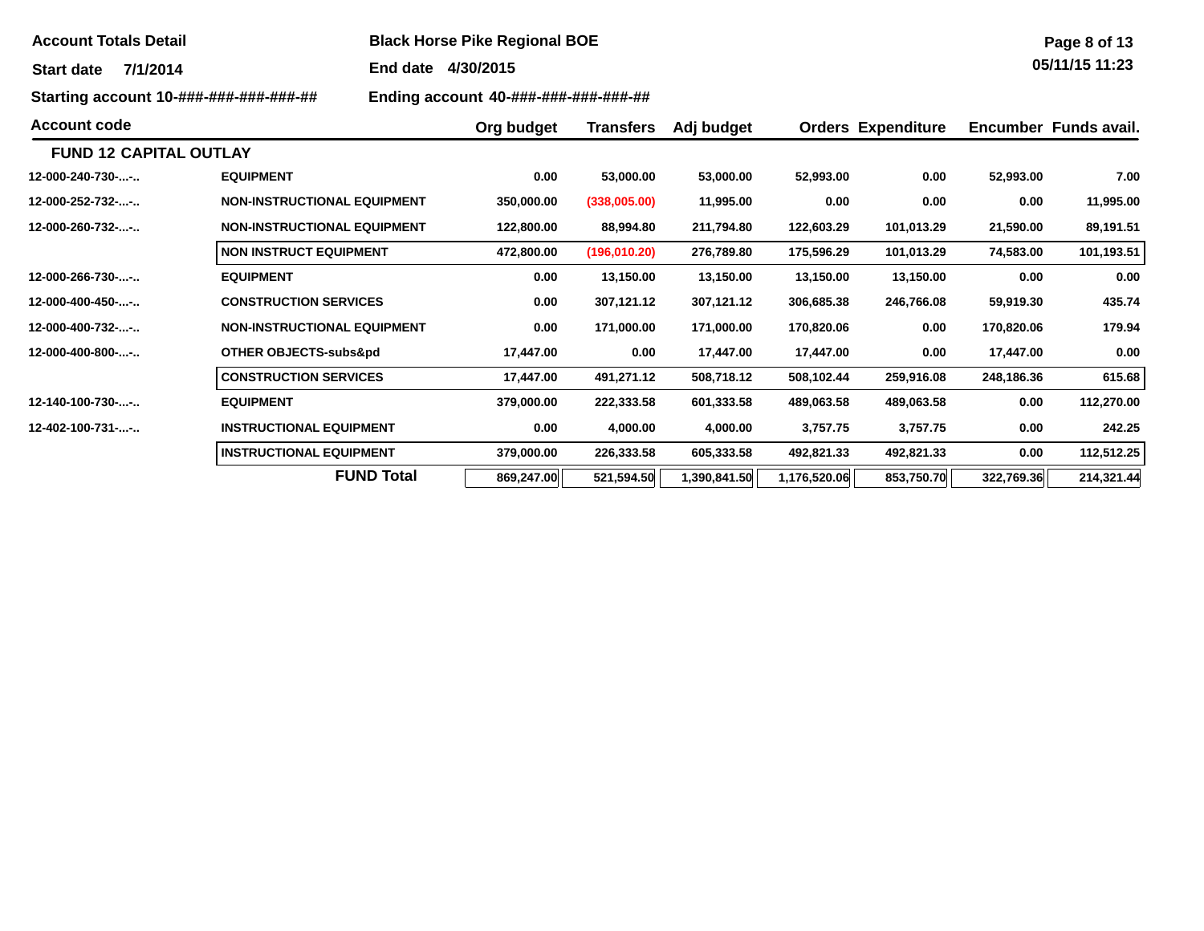**Account Totals Detail** | **Black Horse Pike Regional BOE**

**Start date** 7/1/2014 | **End date** 4/30/2015

**Starting account** 10-###-###-###-###-## | **Ending account** 40-###-###-###-###-##

| Account code | | Org budget | Transfers | Adj budget | Orders | Expenditure | Encumber | Funds avail. |
|---|---|---|---|---|---|---|---|---|
| **FUND 12 CAPITAL OUTLAY** | | | | | | | | |
| 12-000-240-730-...-.. | EQUIPMENT | 0.00 | 53,000.00 | 53,000.00 | 52,993.00 | 0.00 | 52,993.00 | 7.00 |
| 12-000-252-732-...-.. | NON-INSTRUCTIONAL EQUIPMENT | 350,000.00 | (338,005.00) | 11,995.00 | 0.00 | 0.00 | 0.00 | 11,995.00 |
| 12-000-260-732-...-.. | NON-INSTRUCTIONAL EQUIPMENT | 122,800.00 | 88,994.80 | 211,794.80 | 122,603.29 | 101,013.29 | 21,590.00 | 89,191.51 |
| | NON INSTRUCT EQUIPMENT | 472,800.00 | (196,010.20) | 276,789.80 | 175,596.29 | 101,013.29 | 74,583.00 | 101,193.51 |
| 12-000-266-730-...-.. | EQUIPMENT | 0.00 | 13,150.00 | 13,150.00 | 13,150.00 | 13,150.00 | 0.00 | 0.00 |
| 12-000-400-450-...-.. | CONSTRUCTION SERVICES | 0.00 | 307,121.12 | 307,121.12 | 306,685.38 | 246,766.08 | 59,919.30 | 435.74 |
| 12-000-400-732-...-.. | NON-INSTRUCTIONAL EQUIPMENT | 0.00 | 171,000.00 | 171,000.00 | 170,820.06 | 0.00 | 170,820.06 | 179.94 |
| 12-000-400-800-...-.. | OTHER OBJECTS-subs&pd | 17,447.00 | 0.00 | 17,447.00 | 17,447.00 | 0.00 | 17,447.00 | 0.00 |
| | CONSTRUCTION SERVICES | 17,447.00 | 491,271.12 | 508,718.12 | 508,102.44 | 259,916.08 | 248,186.36 | 615.68 |
| 12-140-100-730-...-.. | EQUIPMENT | 379,000.00 | 222,333.58 | 601,333.58 | 489,063.58 | 489,063.58 | 0.00 | 112,270.00 |
| 12-402-100-731-...-.. | INSTRUCTIONAL EQUIPMENT | 0.00 | 4,000.00 | 4,000.00 | 3,757.75 | 3,757.75 | 0.00 | 242.25 |
| | INSTRUCTIONAL EQUIPMENT | 379,000.00 | 226,333.58 | 605,333.58 | 492,821.33 | 492,821.33 | 0.00 | 112,512.25 |
| | **FUND Total** | 869,247.00 | 521,594.50 | 1,390,841.50 | 1,176,520.06 | 853,750.70 | 322,769.36 | 214,321.44 |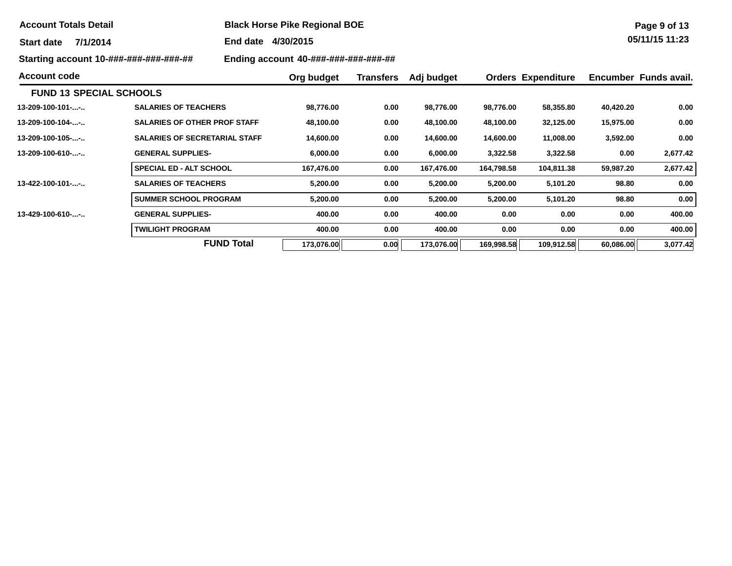**Account Totals Detail** | **Black Horse Pike Regional BOE**

**Start date** 7/1/2014 | **End date** 4/30/2015

**Starting account** 10-###-###-###-###-## | **Ending account** 40-###-###-###-###-##

| Account code | | Org budget | Transfers | Adj budget | Orders | Expenditure | Encumber | Funds avail. |
|---|---|---|---|---|---|---|---|---|
| **FUND 13 SPECIAL SCHOOLS** | | | | | | | | |
| 13-209-100-101-...-.. | SALARIES OF TEACHERS | 98,776.00 | 0.00 | 98,776.00 | 98,776.00 | 58,355.80 | 40,420.20 | 0.00 |
| 13-209-100-104-...-.. | SALARIES OF OTHER PROF STAFF | 48,100.00 | 0.00 | 48,100.00 | 48,100.00 | 32,125.00 | 15,975.00 | 0.00 |
| 13-209-100-105-...-.. | SALARIES OF SECRETARIAL STAFF | 14,600.00 | 0.00 | 14,600.00 | 14,600.00 | 11,008.00 | 3,592.00 | 0.00 |
| 13-209-100-610-...-.. | GENERAL SUPPLIES- | 6,000.00 | 0.00 | 6,000.00 | 3,322.58 | 3,322.58 | 0.00 | 2,677.42 |
| | SPECIAL ED - ALT SCHOOL | 167,476.00 | 0.00 | 167,476.00 | 164,798.58 | 104,811.38 | 59,987.20 | 2,677.42 |
| 13-422-100-101-...-.. | SALARIES OF TEACHERS | 5,200.00 | 0.00 | 5,200.00 | 5,200.00 | 5,101.20 | 98.80 | 0.00 |
| | SUMMER SCHOOL PROGRAM | 5,200.00 | 0.00 | 5,200.00 | 5,200.00 | 5,101.20 | 98.80 | 0.00 |
| 13-429-100-610-...-.. | GENERAL SUPPLIES- | 400.00 | 0.00 | 400.00 | 0.00 | 0.00 | 0.00 | 400.00 |
| | TWILIGHT PROGRAM | 400.00 | 0.00 | 400.00 | 0.00 | 0.00 | 0.00 | 400.00 |
| | **FUND Total** | 173,076.00 | 0.00 | 173,076.00 | 169,998.58 | 109,912.58 | 60,086.00 | 3,077.42 |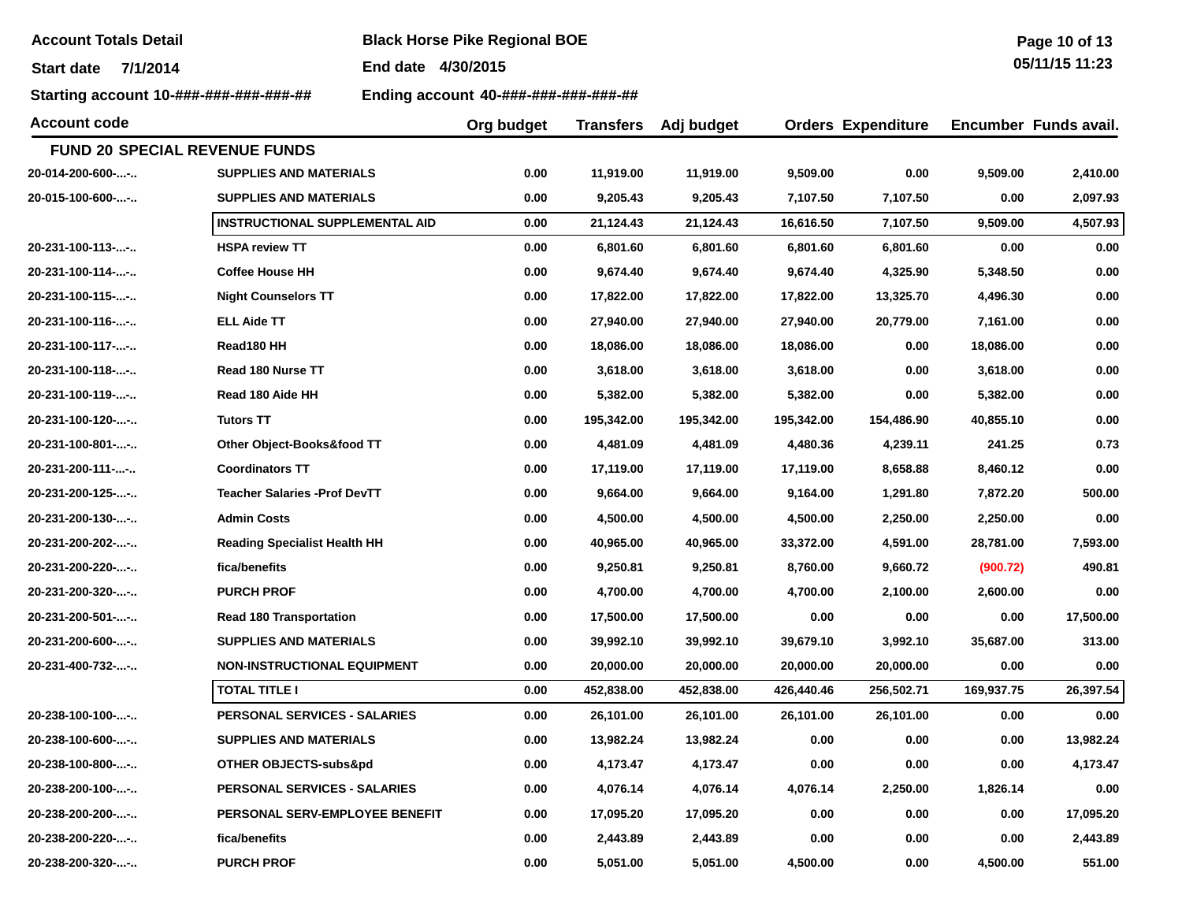Account Totals Detail

**Black Horse Pike Regional BOE**

Start date 7/1/2014 End date 4/30/2015

Starting account 10-###-###-###-###-## Ending account 40-###-###-###-###-##

| Account code | | Org budget | Transfers | Adj budget | Orders | Expenditure | Encumber | Funds avail. |
|---|---|---|---|---|---|---|---|---|
| **FUND 20 SPECIAL REVENUE FUNDS** | | | | | | | | |
| 20-014-200-600-...-.. | SUPPLIES AND MATERIALS | 0.00 | 11,919.00 | 11,919.00 | 9,509.00 | 0.00 | 9,509.00 | 2,410.00 |
| 20-015-100-600-...-.. | SUPPLIES AND MATERIALS | 0.00 | 9,205.43 | 9,205.43 | 7,107.50 | 7,107.50 | 0.00 | 2,097.93 |
| | INSTRUCTIONAL SUPPLEMENTAL AID | 0.00 | 21,124.43 | 21,124.43 | 16,616.50 | 7,107.50 | 9,509.00 | 4,507.93 |
| 20-231-100-113-...-.. | HSPA review TT | 0.00 | 6,801.60 | 6,801.60 | 6,801.60 | 6,801.60 | 0.00 | 0.00 |
| 20-231-100-114-...-.. | Coffee House HH | 0.00 | 9,674.40 | 9,674.40 | 9,674.40 | 4,325.90 | 5,348.50 | 0.00 |
| 20-231-100-115-...-.. | Night Counselors TT | 0.00 | 17,822.00 | 17,822.00 | 17,822.00 | 13,325.70 | 4,496.30 | 0.00 |
| 20-231-100-116-...-.. | ELL Aide TT | 0.00 | 27,940.00 | 27,940.00 | 27,940.00 | 20,779.00 | 7,161.00 | 0.00 |
| 20-231-100-117-...-.. | Read180 HH | 0.00 | 18,086.00 | 18,086.00 | 18,086.00 | 0.00 | 18,086.00 | 0.00 |
| 20-231-100-118-...-.. | Read 180 Nurse TT | 0.00 | 3,618.00 | 3,618.00 | 3,618.00 | 0.00 | 3,618.00 | 0.00 |
| 20-231-100-119-...-.. | Read 180 Aide HH | 0.00 | 5,382.00 | 5,382.00 | 5,382.00 | 0.00 | 5,382.00 | 0.00 |
| 20-231-100-120-...-.. | Tutors TT | 0.00 | 195,342.00 | 195,342.00 | 195,342.00 | 154,486.90 | 40,855.10 | 0.00 |
| 20-231-100-801-...-.. | Other Object-Books&food TT | 0.00 | 4,481.09 | 4,481.09 | 4,480.36 | 4,239.11 | 241.25 | 0.73 |
| 20-231-200-111-...-.. | Coordinators TT | 0.00 | 17,119.00 | 17,119.00 | 17,119.00 | 8,658.88 | 8,460.12 | 0.00 |
| 20-231-200-125-...-.. | Teacher Salaries -Prof DevTT | 0.00 | 9,664.00 | 9,664.00 | 9,164.00 | 1,291.80 | 7,872.20 | 500.00 |
| 20-231-200-130-...-.. | Admin Costs | 0.00 | 4,500.00 | 4,500.00 | 4,500.00 | 2,250.00 | 2,250.00 | 0.00 |
| 20-231-200-202-...-.. | Reading Specialist Health HH | 0.00 | 40,965.00 | 40,965.00 | 33,372.00 | 4,591.00 | 28,781.00 | 7,593.00 |
| 20-231-200-220-...-.. | fica/benefits | 0.00 | 9,250.81 | 9,250.81 | 8,760.00 | 9,660.72 | (900.72) | 490.81 |
| 20-231-200-320-...-.. | PURCH PROF | 0.00 | 4,700.00 | 4,700.00 | 4,700.00 | 2,100.00 | 2,600.00 | 0.00 |
| 20-231-200-501-...-.. | Read 180 Transportation | 0.00 | 17,500.00 | 17,500.00 | 0.00 | 0.00 | 0.00 | 17,500.00 |
| 20-231-200-600-...-.. | SUPPLIES AND MATERIALS | 0.00 | 39,992.10 | 39,992.10 | 39,679.10 | 3,992.10 | 35,687.00 | 313.00 |
| 20-231-400-732-...-.. | NON-INSTRUCTIONAL EQUIPMENT | 0.00 | 20,000.00 | 20,000.00 | 20,000.00 | 20,000.00 | 0.00 | 0.00 |
| | TOTAL TITLE I | 0.00 | 452,838.00 | 452,838.00 | 426,440.46 | 256,502.71 | 169,937.75 | 26,397.54 |
| 20-238-100-100-...-.. | PERSONAL SERVICES - SALARIES | 0.00 | 26,101.00 | 26,101.00 | 26,101.00 | 26,101.00 | 0.00 | 0.00 |
| 20-238-100-600-...-.. | SUPPLIES AND MATERIALS | 0.00 | 13,982.24 | 13,982.24 | 0.00 | 0.00 | 0.00 | 13,982.24 |
| 20-238-100-800-...-.. | OTHER OBJECTS-subs&pd | 0.00 | 4,173.47 | 4,173.47 | 0.00 | 0.00 | 0.00 | 4,173.47 |
| 20-238-200-100-...-.. | PERSONAL SERVICES - SALARIES | 0.00 | 4,076.14 | 4,076.14 | 4,076.14 | 2,250.00 | 1,826.14 | 0.00 |
| 20-238-200-200-...-.. | PERSONAL SERV-EMPLOYEE BENEFIT | 0.00 | 17,095.20 | 17,095.20 | 0.00 | 0.00 | 0.00 | 17,095.20 |
| 20-238-200-220-...-.. | fica/benefits | 0.00 | 2,443.89 | 2,443.89 | 0.00 | 0.00 | 0.00 | 2,443.89 |
| 20-238-200-320-...-.. | PURCH PROF | 0.00 | 5,051.00 | 5,051.00 | 4,500.00 | 0.00 | 4,500.00 | 551.00 |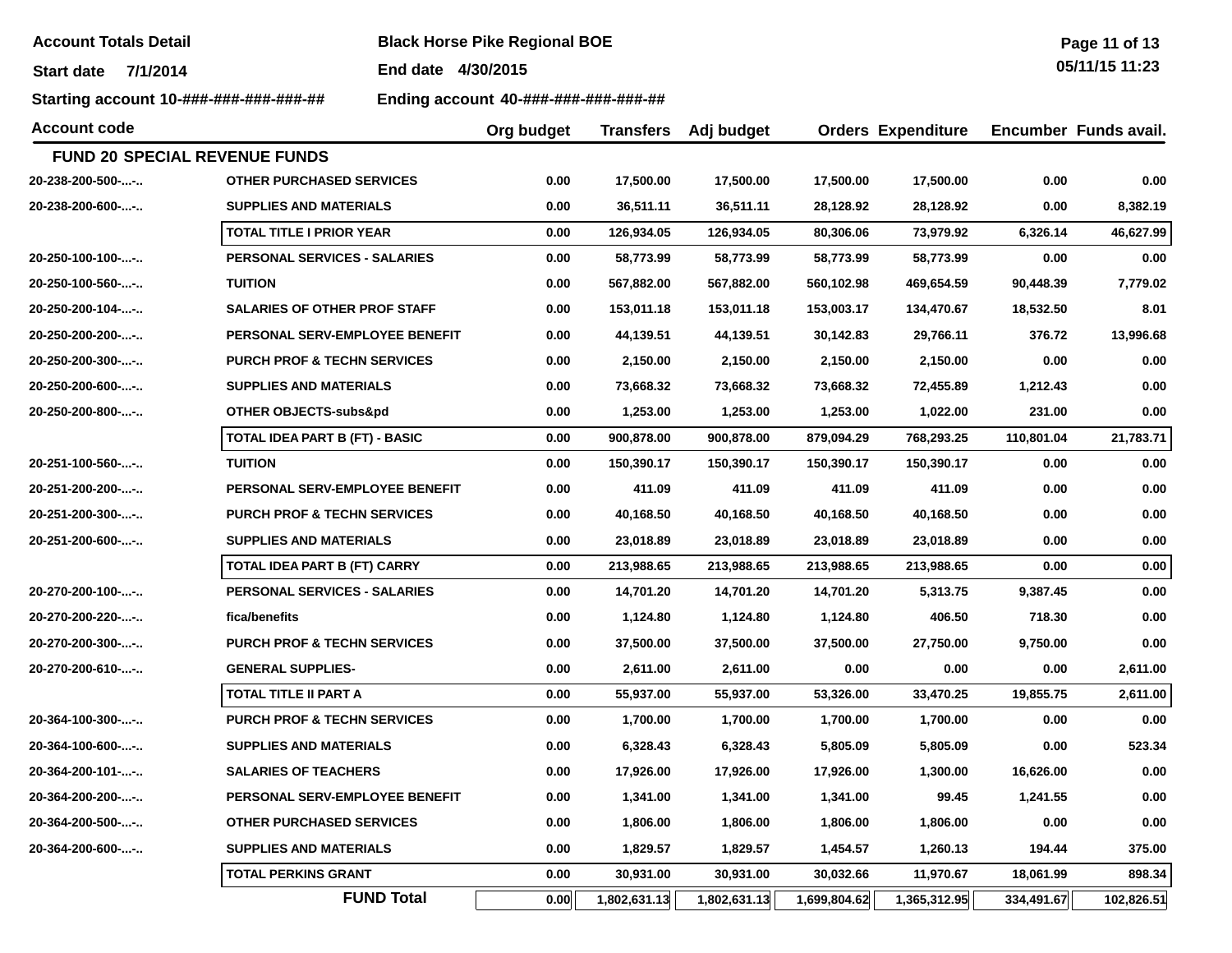**Account Totals Detail** | **Black Horse Pike Regional BOE**

**Start date** 7/1/2014 | **End date** 4/30/2015

**Starting account** 10-###-###-###-###-## | **Ending account** 40-###-###-###-###-##

| Account code | | Org budget | Transfers | Adj budget | Orders | Expenditure | Encumber | Funds avail. |
|---|---|---|---|---|---|---|---|---|
| **FUND 20 SPECIAL REVENUE FUNDS** | | | | | | | | |
| 20-238-200-500-...-.. | OTHER PURCHASED SERVICES | 0.00 | 17,500.00 | 17,500.00 | 17,500.00 | 17,500.00 | 0.00 | 0.00 |
| 20-238-200-600-...-.. | SUPPLIES AND MATERIALS | 0.00 | 36,511.11 | 36,511.11 | 28,128.92 | 28,128.92 | 0.00 | 8,382.19 |
| | TOTAL TITLE I PRIOR YEAR | 0.00 | 126,934.05 | 126,934.05 | 80,306.06 | 73,979.92 | 6,326.14 | 46,627.99 |
| 20-250-100-100-...-.. | PERSONAL SERVICES - SALARIES | 0.00 | 58,773.99 | 58,773.99 | 58,773.99 | 58,773.99 | 0.00 | 0.00 |
| 20-250-100-560-...-.. | TUITION | 0.00 | 567,882.00 | 567,882.00 | 560,102.98 | 469,654.59 | 90,448.39 | 7,779.02 |
| 20-250-200-104-...-.. | SALARIES OF OTHER PROF STAFF | 0.00 | 153,011.18 | 153,011.18 | 153,003.17 | 134,470.67 | 18,532.50 | 8.01 |
| 20-250-200-200-...-.. | PERSONAL SERV-EMPLOYEE BENEFIT | 0.00 | 44,139.51 | 44,139.51 | 30,142.83 | 29,766.11 | 376.72 | 13,996.68 |
| 20-250-200-300-...-.. | PURCH PROF & TECHN SERVICES | 0.00 | 2,150.00 | 2,150.00 | 2,150.00 | 2,150.00 | 0.00 | 0.00 |
| 20-250-200-600-...-.. | SUPPLIES AND MATERIALS | 0.00 | 73,668.32 | 73,668.32 | 73,668.32 | 72,455.89 | 1,212.43 | 0.00 |
| 20-250-200-800-...-.. | OTHER OBJECTS-subs&pd | 0.00 | 1,253.00 | 1,253.00 | 1,253.00 | 1,022.00 | 231.00 | 0.00 |
| | TOTAL IDEA PART B (FT) - BASIC | 0.00 | 900,878.00 | 900,878.00 | 879,094.29 | 768,293.25 | 110,801.04 | 21,783.71 |
| 20-251-100-560-...-.. | TUITION | 0.00 | 150,390.17 | 150,390.17 | 150,390.17 | 150,390.17 | 0.00 | 0.00 |
| 20-251-200-200-...-.. | PERSONAL SERV-EMPLOYEE BENEFIT | 0.00 | 411.09 | 411.09 | 411.09 | 411.09 | 0.00 | 0.00 |
| 20-251-200-300-...-.. | PURCH PROF & TECHN SERVICES | 0.00 | 40,168.50 | 40,168.50 | 40,168.50 | 40,168.50 | 0.00 | 0.00 |
| 20-251-200-600-...-.. | SUPPLIES AND MATERIALS | 0.00 | 23,018.89 | 23,018.89 | 23,018.89 | 23,018.89 | 0.00 | 0.00 |
| | TOTAL IDEA PART B (FT) CARRY | 0.00 | 213,988.65 | 213,988.65 | 213,988.65 | 213,988.65 | 0.00 | 0.00 |
| 20-270-200-100-...-.. | PERSONAL SERVICES - SALARIES | 0.00 | 14,701.20 | 14,701.20 | 14,701.20 | 5,313.75 | 9,387.45 | 0.00 |
| 20-270-200-220-...-.. | fica/benefits | 0.00 | 1,124.80 | 1,124.80 | 1,124.80 | 406.50 | 718.30 | 0.00 |
| 20-270-200-300-...-.. | PURCH PROF & TECHN SERVICES | 0.00 | 37,500.00 | 37,500.00 | 37,500.00 | 27,750.00 | 9,750.00 | 0.00 |
| 20-270-200-610-...-.. | GENERAL SUPPLIES- | 0.00 | 2,611.00 | 2,611.00 | 0.00 | 0.00 | 0.00 | 2,611.00 |
| | TOTAL TITLE II PART A | 0.00 | 55,937.00 | 55,937.00 | 53,326.00 | 33,470.25 | 19,855.75 | 2,611.00 |
| 20-364-100-300-...-.. | PURCH PROF & TECHN SERVICES | 0.00 | 1,700.00 | 1,700.00 | 1,700.00 | 1,700.00 | 0.00 | 0.00 |
| 20-364-100-600-...-.. | SUPPLIES AND MATERIALS | 0.00 | 6,328.43 | 6,328.43 | 5,805.09 | 5,805.09 | 0.00 | 523.34 |
| 20-364-200-101-...-.. | SALARIES OF TEACHERS | 0.00 | 17,926.00 | 17,926.00 | 17,926.00 | 1,300.00 | 16,626.00 | 0.00 |
| 20-364-200-200-...-.. | PERSONAL SERV-EMPLOYEE BENEFIT | 0.00 | 1,341.00 | 1,341.00 | 1,341.00 | 99.45 | 1,241.55 | 0.00 |
| 20-364-200-500-...-.. | OTHER PURCHASED SERVICES | 0.00 | 1,806.00 | 1,806.00 | 1,806.00 | 1,806.00 | 0.00 | 0.00 |
| 20-364-200-600-...-.. | SUPPLIES AND MATERIALS | 0.00 | 1,829.57 | 1,829.57 | 1,454.57 | 1,260.13 | 194.44 | 375.00 |
| | TOTAL PERKINS GRANT | 0.00 | 30,931.00 | 30,931.00 | 30,032.66 | 11,970.67 | 18,061.99 | 898.34 |
| | **FUND Total** | 0.00 | 1,802,631.13 | 1,802,631.13 | 1,699,804.62 | 1,365,312.95 | 334,491.67 | 102,826.51 |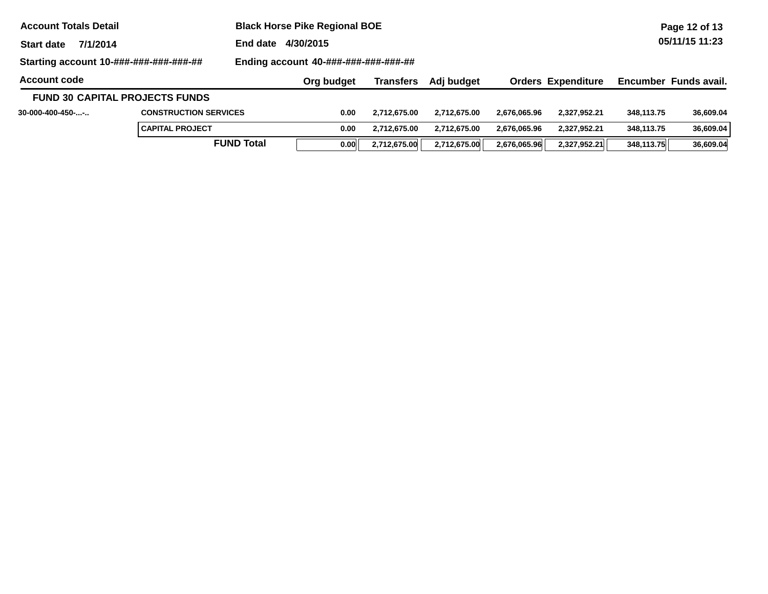**Account Totals Detail** | **Black Horse Pike Regional BOE**

**Start date** 7/1/2014 | **End date** 4/30/2015

**Starting account** 10-###-###-###-###-## | **Ending account** 40-###-###-###-###-##

05/11/15 11:23

| Account code | | Org budget | Transfers | Adj budget | Orders | Expenditure | Encumber | Funds avail. |
|---|---|---|---|---|---|---|---|---|
| **FUND 30 CAPITAL PROJECTS FUNDS** | | | | | | | | |
| 30-000-400-450-...-.. | CONSTRUCTION SERVICES | 0.00 | 2,712,675.00 | 2,712,675.00 | 2,676,065.96 | 2,327,952.21 | 348,113.75 | 36,609.04 |
| | CAPITAL PROJECT | 0.00 | 2,712,675.00 | 2,712,675.00 | 2,676,065.96 | 2,327,952.21 | 348,113.75 | 36,609.04 |
| | **FUND Total** | 0.00 | 2,712,675.00 | 2,712,675.00 | 2,676,065.96 | 2,327,952.21 | 348,113.75 | 36,609.04 |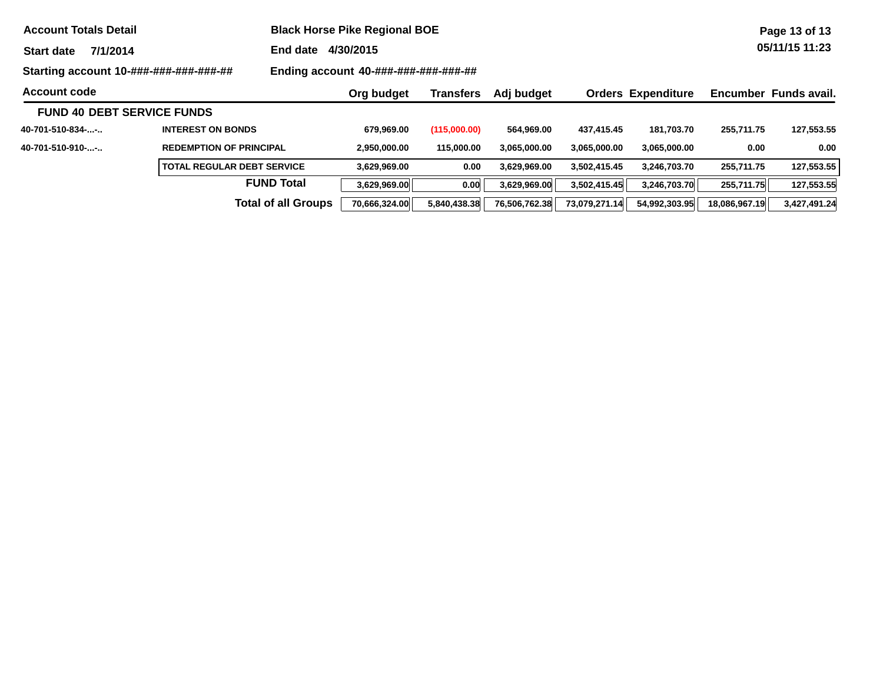**Account Totals Detail** | **Black Horse Pike Regional BOE**

**Start date** 7/1/2014 | **End date** 4/30/2015

**Starting account** 10-###-###-###-###-## | **Ending account** 40-###-###-###-###-##

05/11/15 11:23

| Account code | | Org budget | Transfers | Adj budget | Orders | Expenditure | Encumber | Funds avail. |
|---|---|---|---|---|---|---|---|---|
| **FUND 40 DEBT SERVICE FUNDS** | | | | | | | | |
| 40-701-510-834-...-.. | INTEREST ON BONDS | 679,969.00 | (115,000.00) | 564,969.00 | 437,415.45 | 181,703.70 | 255,711.75 | 127,553.55 |
| 40-701-510-910-...-.. | REDEMPTION OF PRINCIPAL | 2,950,000.00 | 115,000.00 | 3,065,000.00 | 3,065,000.00 | 3,065,000.00 | 0.00 | 0.00 |
| | TOTAL REGULAR DEBT SERVICE | 3,629,969.00 | 0.00 | 3,629,969.00 | 3,502,415.45 | 3,246,703.70 | 255,711.75 | 127,553.55 |
| | **FUND Total** | 3,629,969.00 | 0.00 | 3,629,969.00 | 3,502,415.45 | 3,246,703.70 | 255,711.75 | 127,553.55 |
| | **Total of all Groups** | 70,666,324.00 | 5,840,438.38 | 76,506,762.38 | 73,079,271.14 | 54,992,303.95 | 18,086,967.19 | 3,427,491.24 |